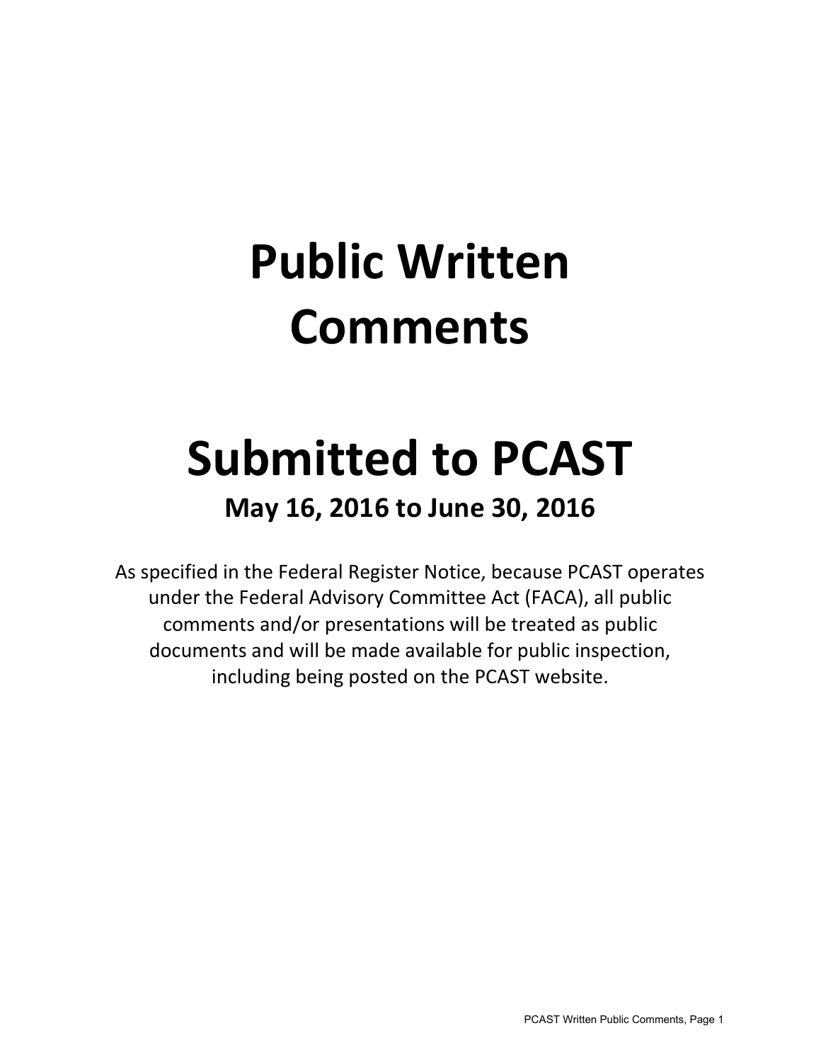# Public Written Comments

# Submitted to PCAST

## May 16, 2016 to June 30, 2016

As specified in the Federal Register Notice, because PCAST operates under the Federal Advisory Committee Act (FACA), all public comments and/or presentations will be treated as public documents and will be made available for public inspection, including being posted on the PCAST website.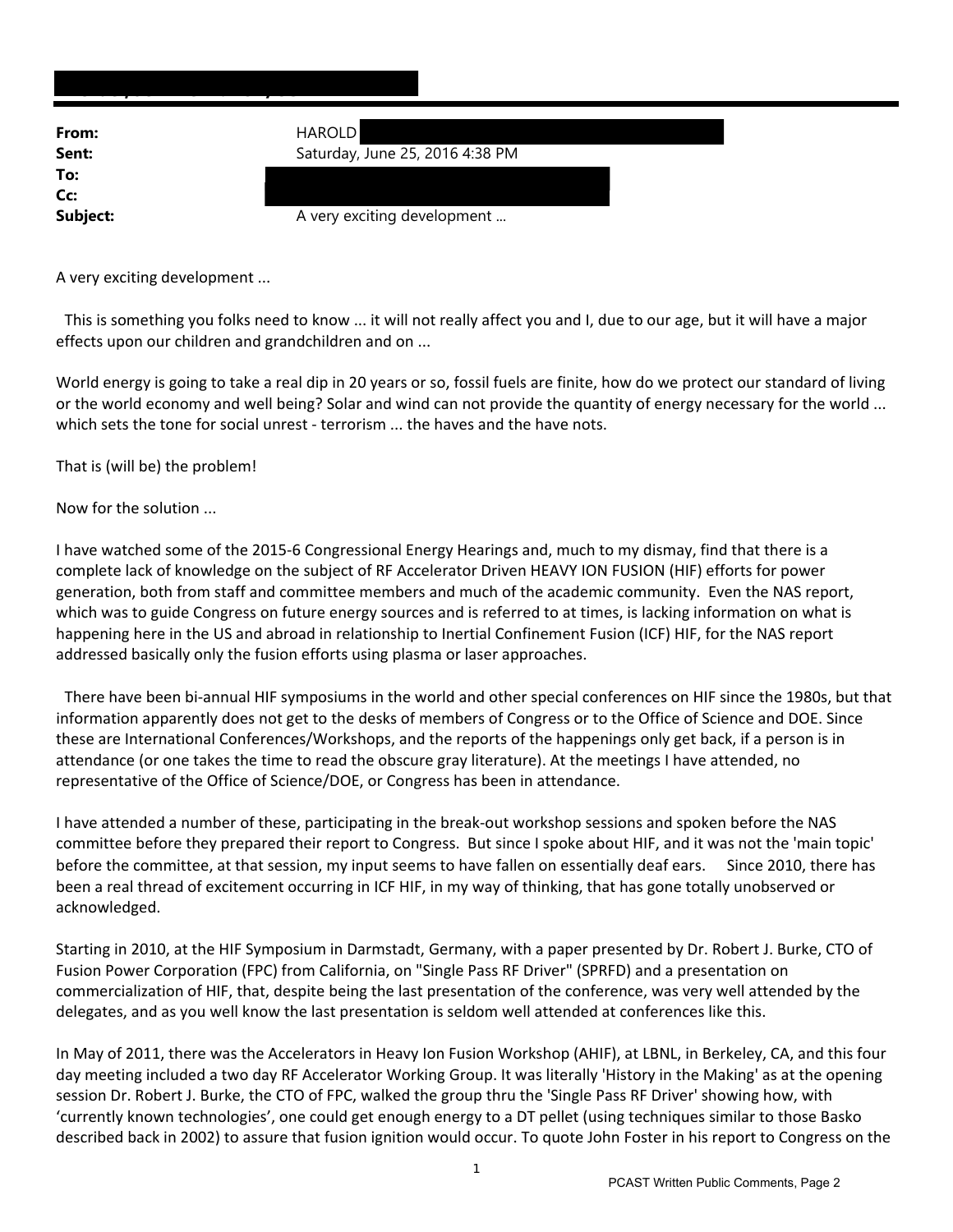| | |
|---|---|
| **From:** | HAROLD |
| **Sent:** | Saturday, June 25, 2016 4:38 PM |
| **To:** | |
| **Cc:** | |
| **Subject:** | A very exciting development ... |

A very exciting development ...

This is something you folks need to know ... it will not really affect you and I, due to our age, but it will have a major effects upon our children and grandchildren and on ...

World energy is going to take a real dip in 20 years or so, fossil fuels are finite, how do we protect our standard of living or the world economy and well being? Solar and wind can not provide the quantity of energy necessary for the world ... which sets the tone for social unrest - terrorism ... the haves and the have nots.

That is (will be) the problem!

Now for the solution ...

I have watched some of the 2015-6 Congressional Energy Hearings and, much to my dismay, find that there is a complete lack of knowledge on the subject of RF Accelerator Driven HEAVY ION FUSION (HIF) efforts for power generation, both from staff and committee members and much of the academic community. Even the NAS report, which was to guide Congress on future energy sources and is referred to at times, is lacking information on what is happening here in the US and abroad in relationship to Inertial Confinement Fusion (ICF) HIF, for the NAS report addressed basically only the fusion efforts using plasma or laser approaches.

There have been bi-annual HIF symposiums in the world and other special conferences on HIF since the 1980s, but that information apparently does not get to the desks of members of Congress or to the Office of Science and DOE. Since these are International Conferences/Workshops, and the reports of the happenings only get back, if a person is in attendance (or one takes the time to read the obscure gray literature). At the meetings I have attended, no representative of the Office of Science/DOE, or Congress has been in attendance.

I have attended a number of these, participating in the break-out workshop sessions and spoken before the NAS committee before they prepared their report to Congress. But since I spoke about HIF, and it was not the 'main topic' before the committee, at that session, my input seems to have fallen on essentially deaf ears. Since 2010, there has been a real thread of excitement occurring in ICF HIF, in my way of thinking, that has gone totally unobserved or acknowledged.

Starting in 2010, at the HIF Symposium in Darmstadt, Germany, with a paper presented by Dr. Robert J. Burke, CTO of Fusion Power Corporation (FPC) from California, on "Single Pass RF Driver" (SPRFD) and a presentation on commercialization of HIF, that, despite being the last presentation of the conference, was very well attended by the delegates, and as you well know the last presentation is seldom well attended at conferences like this.

In May of 2011, there was the Accelerators in Heavy Ion Fusion Workshop (AHIF), at LBNL, in Berkeley, CA, and this four day meeting included a two day RF Accelerator Working Group. It was literally 'History in the Making' as at the opening session Dr. Robert J. Burke, the CTO of FPC, walked the group thru the 'Single Pass RF Driver' showing how, with 'currently known technologies', one could get enough energy to a DT pellet (using techniques similar to those Basko described back in 2002) to assure that fusion ignition would occur. To quote John Foster in his report to Congress on the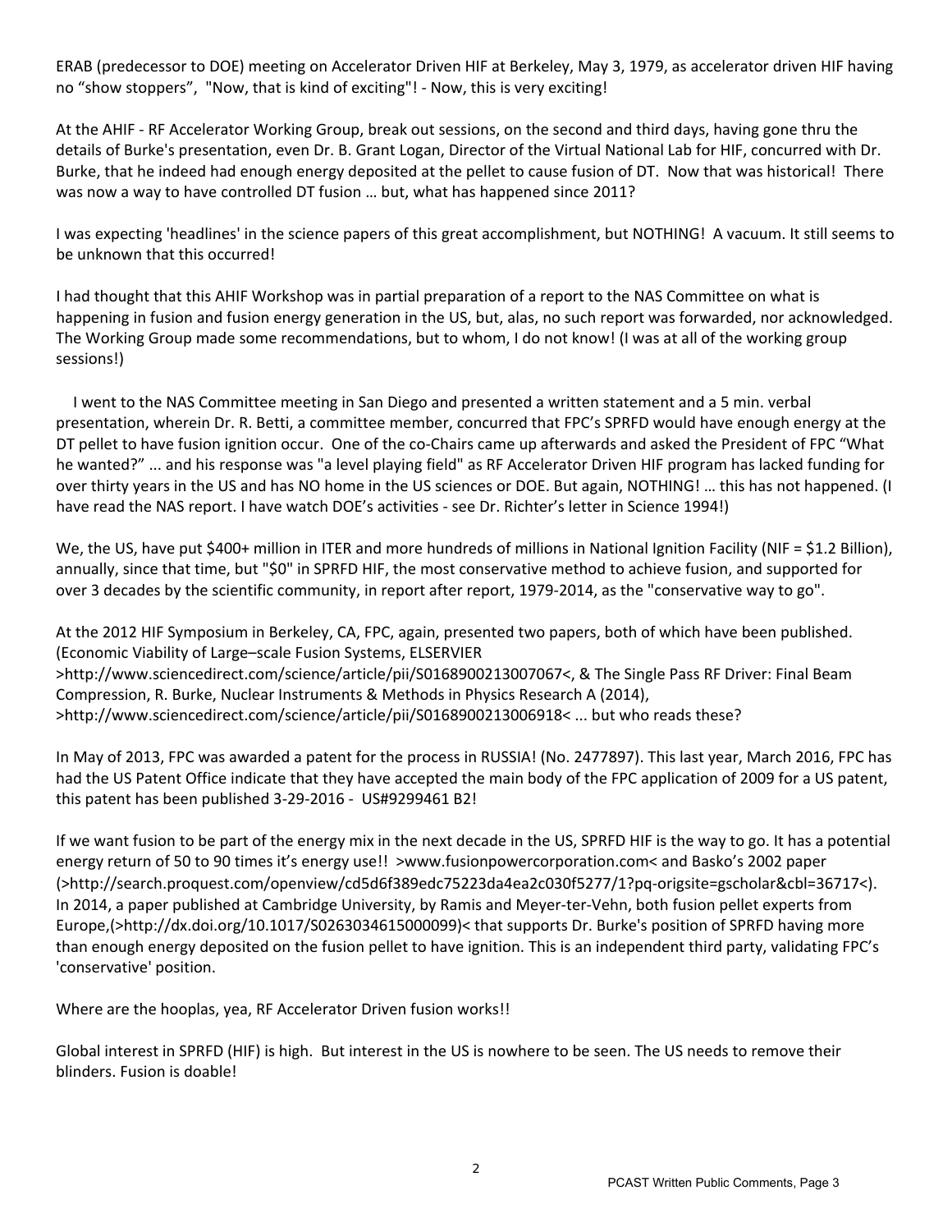ERAB (predecessor to DOE) meeting on Accelerator Driven HIF at Berkeley, May 3, 1979, as accelerator driven HIF having no "show stoppers", "Now, that is kind of exciting"! - Now, this is very exciting!

At the AHIF - RF Accelerator Working Group, break out sessions, on the second and third days, having gone thru the details of Burke's presentation, even Dr. B. Grant Logan, Director of the Virtual National Lab for HIF, concurred with Dr. Burke, that he indeed had enough energy deposited at the pellet to cause fusion of DT. Now that was historical! There was now a way to have controlled DT fusion … but, what has happened since 2011?

I was expecting 'headlines' in the science papers of this great accomplishment, but NOTHING! A vacuum. It still seems to be unknown that this occurred!

I had thought that this AHIF Workshop was in partial preparation of a report to the NAS Committee on what is happening in fusion and fusion energy generation in the US, but, alas, no such report was forwarded, nor acknowledged. The Working Group made some recommendations, but to whom, I do not know! (I was at all of the working group sessions!)

I went to the NAS Committee meeting in San Diego and presented a written statement and a 5 min. verbal presentation, wherein Dr. R. Betti, a committee member, concurred that FPC's SPRFD would have enough energy at the DT pellet to have fusion ignition occur. One of the co-Chairs came up afterwards and asked the President of FPC "What he wanted?" ... and his response was "a level playing field" as RF Accelerator Driven HIF program has lacked funding for over thirty years in the US and has NO home in the US sciences or DOE. But again, NOTHING! … this has not happened. (I have read the NAS report. I have watch DOE's activities - see Dr. Richter's letter in Science 1994!)

We, the US, have put $400+ million in ITER and more hundreds of millions in National Ignition Facility (NIF = $1.2 Billion), annually, since that time, but "$0" in SPRFD HIF, the most conservative method to achieve fusion, and supported for over 3 decades by the scientific community, in report after report, 1979-2014, as the "conservative way to go".

At the 2012 HIF Symposium in Berkeley, CA, FPC, again, presented two papers, both of which have been published. (Economic Viability of Large–scale Fusion Systems, ELSERVIER >http://www.sciencedirect.com/science/article/pii/S0168900213007067<, & The Single Pass RF Driver: Final Beam Compression, R. Burke, Nuclear Instruments & Methods in Physics Research A (2014), >http://www.sciencedirect.com/science/article/pii/S0168900213006918< ... but who reads these?

In May of 2013, FPC was awarded a patent for the process in RUSSIA! (No. 2477897). This last year, March 2016, FPC has had the US Patent Office indicate that they have accepted the main body of the FPC application of 2009 for a US patent, this patent has been published 3-29-2016 - US#9299461 B2!

If we want fusion to be part of the energy mix in the next decade in the US, SPRFD HIF is the way to go. It has a potential energy return of 50 to 90 times it's energy use!! >www.fusionpowercorporation.com< and Basko's 2002 paper (>http://search.proquest.com/openview/cd5d6f389edc75223da4ea2c030f5277/1?pq-origsite=gscholar&cbl=36717<). In 2014, a paper published at Cambridge University, by Ramis and Meyer-ter-Vehn, both fusion pellet experts from Europe,(>http://dx.doi.org/10.1017/S0263034615000099)< that supports Dr. Burke's position of SPRFD having more than enough energy deposited on the fusion pellet to have ignition. This is an independent third party, validating FPC's 'conservative' position.

Where are the hooplas, yea, RF Accelerator Driven fusion works!!

Global interest in SPRFD (HIF) is high. But interest in the US is nowhere to be seen. The US needs to remove their blinders. Fusion is doable!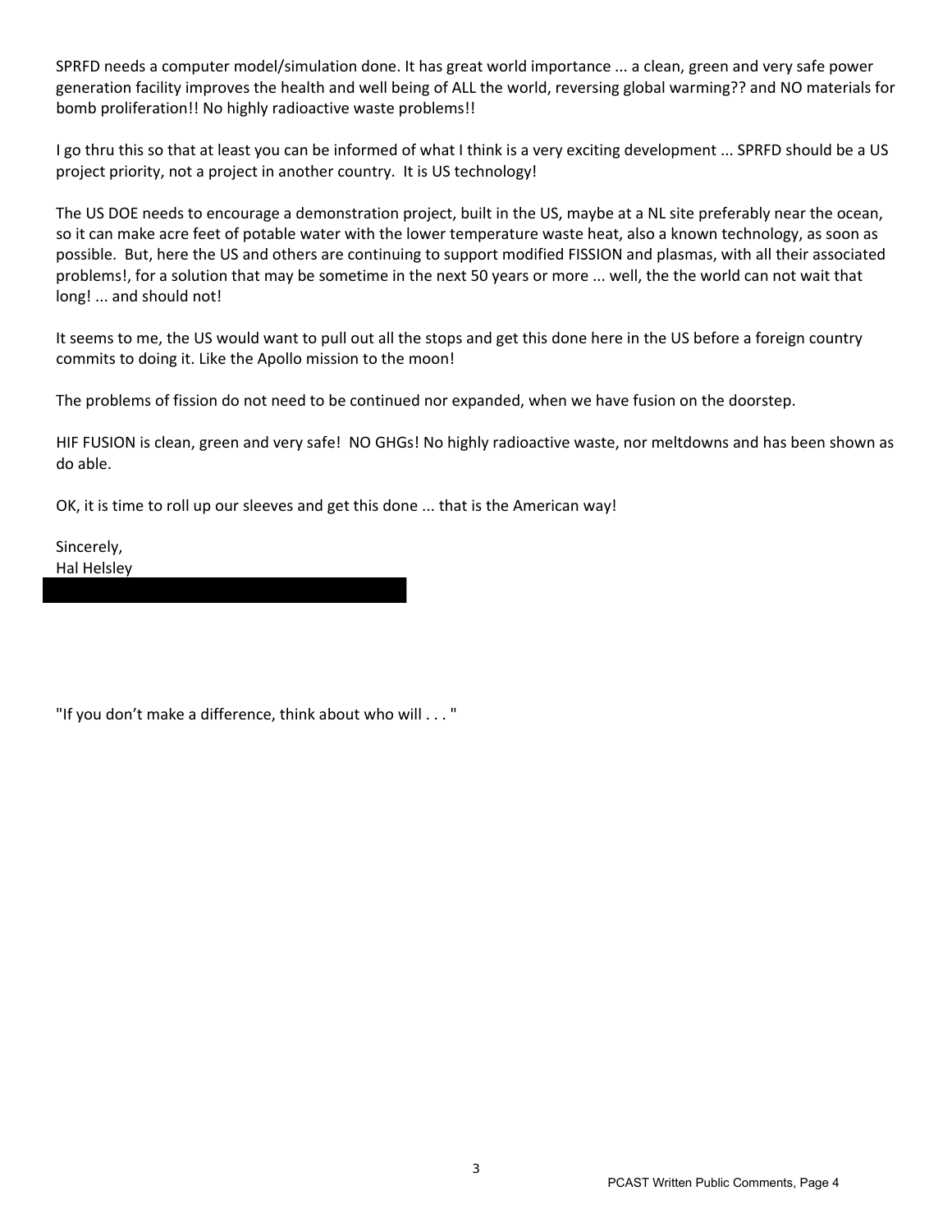SPRFD needs a computer model/simulation done. It has great world importance ... a clean, green and very safe power generation facility improves the health and well being of ALL the world, reversing global warming?? and NO materials for bomb proliferation!! No highly radioactive waste problems!!

I go thru this so that at least you can be informed of what I think is a very exciting development ... SPRFD should be a US project priority, not a project in another country. It is US technology!

The US DOE needs to encourage a demonstration project, built in the US, maybe at a NL site preferably near the ocean, so it can make acre feet of potable water with the lower temperature waste heat, also a known technology, as soon as possible. But, here the US and others are continuing to support modified FISSION and plasmas, with all their associated problems!, for a solution that may be sometime in the next 50 years or more ... well, the the world can not wait that long! ... and should not!

It seems to me, the US would want to pull out all the stops and get this done here in the US before a foreign country commits to doing it. Like the Apollo mission to the moon!

The problems of fission do not need to be continued nor expanded, when we have fusion on the doorstep.

HIF FUSION is clean, green and very safe! NO GHGs! No highly radioactive waste, nor meltdowns and has been shown as do able.

OK, it is time to roll up our sleeves and get this done ... that is the American way!

Sincerely,
Hal Helsley

"If you don't make a difference, think about who will . . . "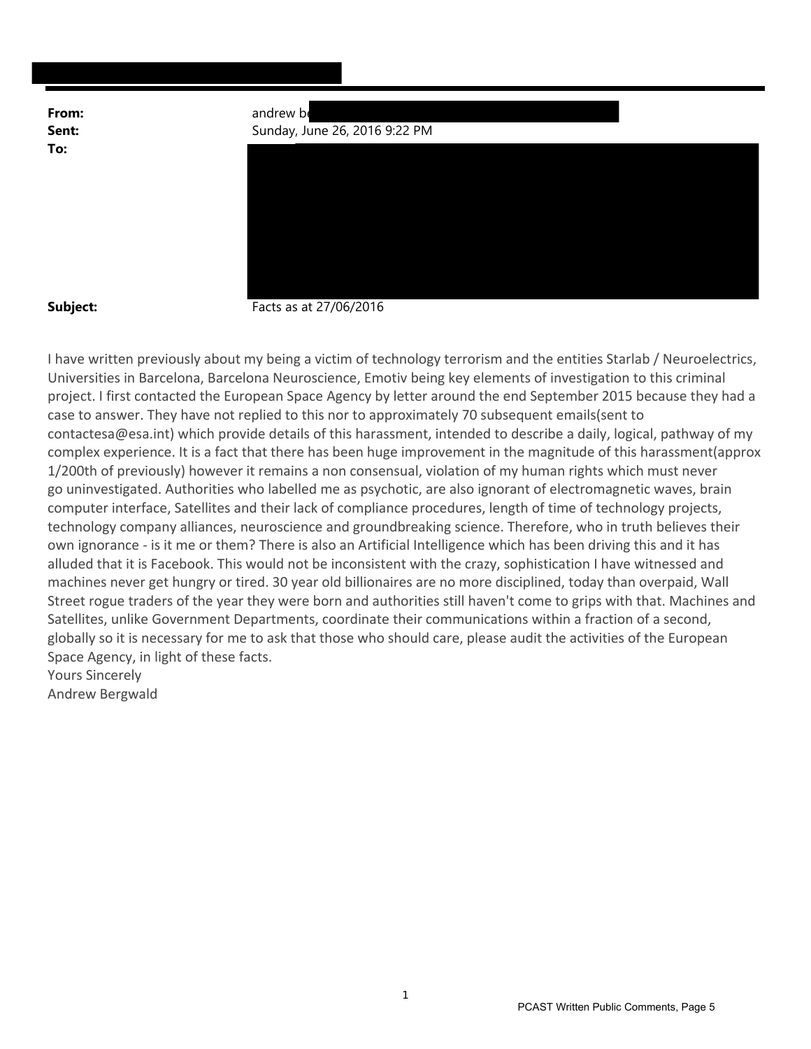**From:** andrew be

**Sent:** Sunday, June 26, 2016 9:22 PM

**To:**

**Subject:** Facts as at 27/06/2016

I have written previously about my being a victim of technology terrorism and the entities Starlab / Neuroelectrics, Universities in Barcelona, Barcelona Neuroscience, Emotiv being key elements of investigation to this criminal project. I first contacted the European Space Agency by letter around the end September 2015 because they had a case to answer. They have not replied to this nor to approximately 70 subsequent emails(sent to contactesa@esa.int) which provide details of this harassment, intended to describe a daily, logical, pathway of my complex experience. It is a fact that there has been huge improvement in the magnitude of this harassment(approx 1/200th of previously) however it remains a non consensual, violation of my human rights which must never go uninvestigated. Authorities who labelled me as psychotic, are also ignorant of electromagnetic waves, brain computer interface, Satellites and their lack of compliance procedures, length of time of technology projects, technology company alliances, neuroscience and groundbreaking science. Therefore, who in truth believes their own ignorance - is it me or them? There is also an Artificial Intelligence which has been driving this and it has alluded that it is Facebook. This would not be inconsistent with the crazy, sophistication I have witnessed and machines never get hungry or tired. 30 year old billionaires are no more disciplined, today than overpaid, Wall Street rogue traders of the year they were born and authorities still haven't come to grips with that. Machines and Satellites, unlike Government Departments, coordinate their communications within a fraction of a second, globally so it is necessary for me to ask that those who should care, please audit the activities of the European Space Agency, in light of these facts.

Yours Sincerely
Andrew Bergwald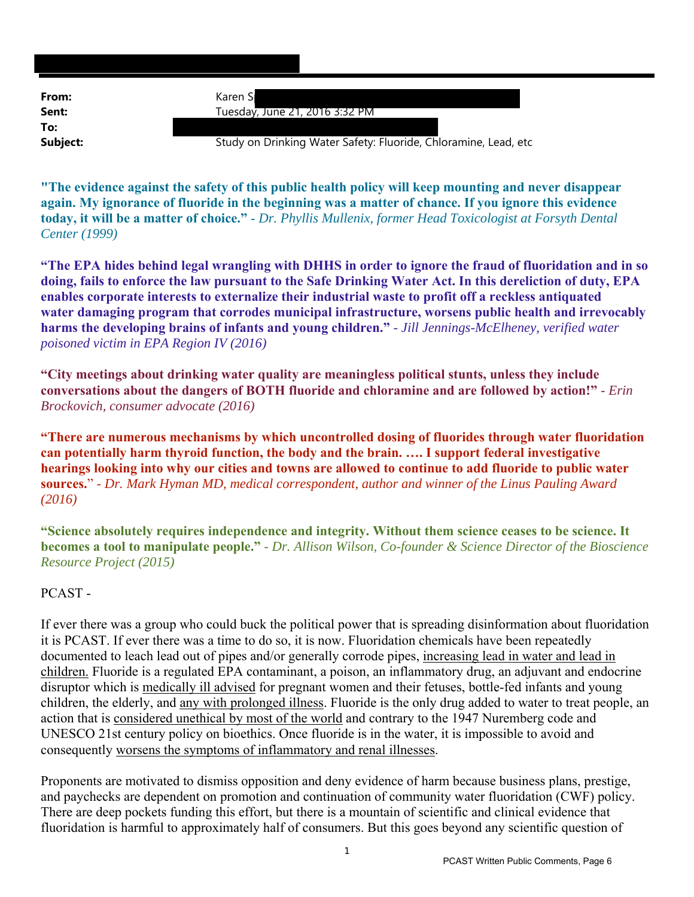**From:** Karen S
**Sent:** Tuesday, June 21, 2016 3:32 PM
**To:**
**Subject:** Study on Drinking Water Safety: Fluoride, Chloramine, Lead, etc

**"The evidence against the safety of this public health policy will keep mounting and never disappear again. My ignorance of fluoride in the beginning was a matter of chance. If you ignore this evidence today, it will be a matter of choice."** - *Dr. Phyllis Mullenix, former Head Toxicologist at Forsyth Dental Center (1999)*

**"The EPA hides behind legal wrangling with DHHS in order to ignore the fraud of fluoridation and in so doing, fails to enforce the law pursuant to the Safe Drinking Water Act. In this dereliction of duty, EPA enables corporate interests to externalize their industrial waste to profit off a reckless antiquated water damaging program that corrodes municipal infrastructure, worsens public health and irrevocably harms the developing brains of infants and young children."** - *Jill Jennings-McElheney, verified water poisoned victim in EPA Region IV (2016)*

**"City meetings about drinking water quality are meaningless political stunts, unless they include conversations about the dangers of BOTH fluoride and chloramine and are followed by action!"** - *Erin Brockovich, consumer advocate (2016)*

**"There are numerous mechanisms by which uncontrolled dosing of fluorides through water fluoridation can potentially harm thyroid function, the body and the brain. …. I support federal investigative hearings looking into why our cities and towns are allowed to continue to add fluoride to public water sources."** - *Dr. Mark Hyman MD, medical correspondent, author and winner of the Linus Pauling Award (2016)*

**"Science absolutely requires independence and integrity. Without them science ceases to be science. It becomes a tool to manipulate people."** - *Dr. Allison Wilson, Co-founder & Science Director of the Bioscience Resource Project (2015)*

PCAST -

If ever there was a group who could buck the political power that is spreading disinformation about fluoridation it is PCAST. If ever there was a time to do so, it is now. Fluoridation chemicals have been repeatedly documented to leach lead out of pipes and/or generally corrode pipes, increasing lead in water and lead in children. Fluoride is a regulated EPA contaminant, a poison, an inflammatory drug, an adjuvant and endocrine disruptor which is medically ill advised for pregnant women and their fetuses, bottle-fed infants and young children, the elderly, and any with prolonged illness. Fluoride is the only drug added to water to treat people, an action that is considered unethical by most of the world and contrary to the 1947 Nuremberg code and UNESCO 21st century policy on bioethics. Once fluoride is in the water, it is impossible to avoid and consequently worsens the symptoms of inflammatory and renal illnesses.

Proponents are motivated to dismiss opposition and deny evidence of harm because business plans, prestige, and paychecks are dependent on promotion and continuation of community water fluoridation (CWF) policy. There are deep pockets funding this effort, but there is a mountain of scientific and clinical evidence that fluoridation is harmful to approximately half of consumers. But this goes beyond any scientific question of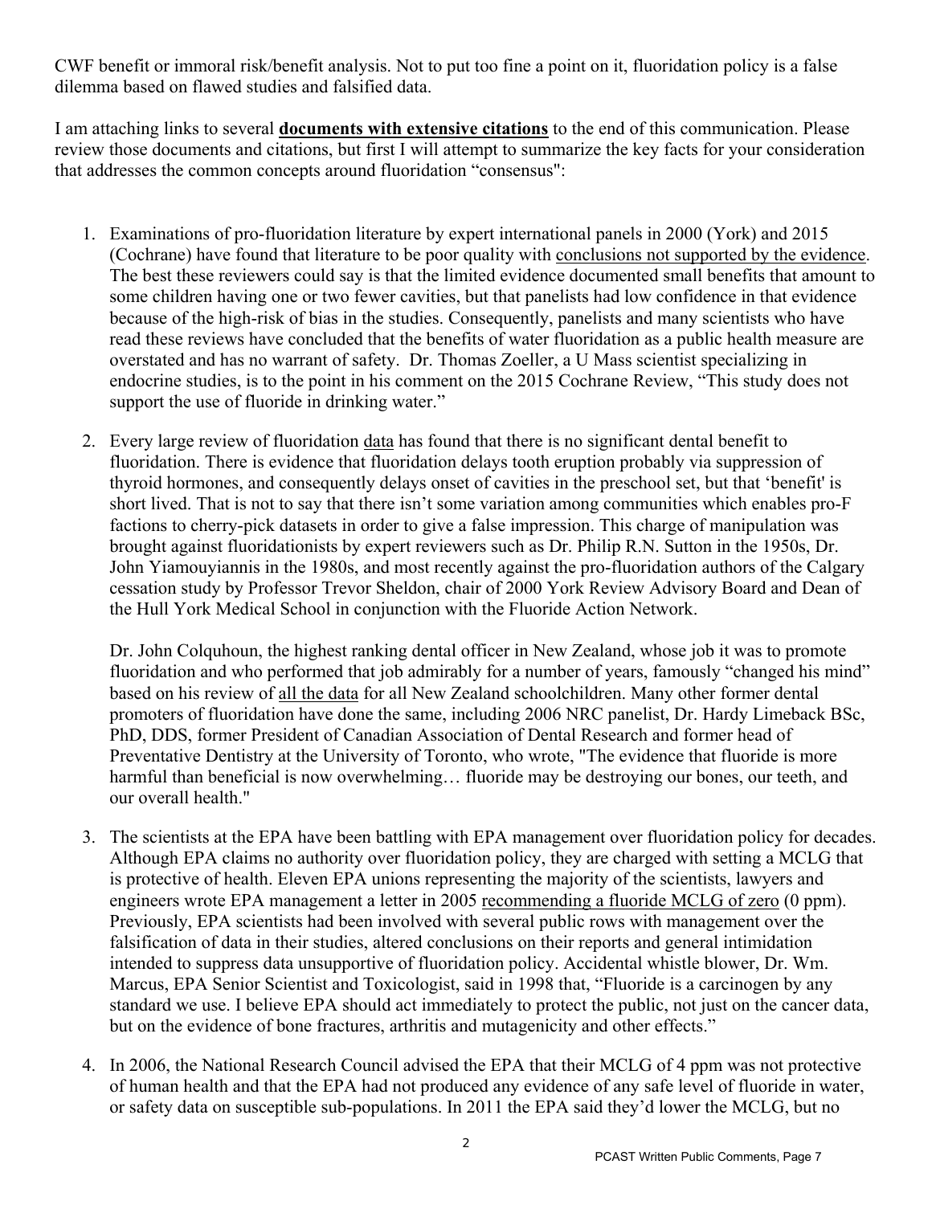CWF benefit or immoral risk/benefit analysis. Not to put too fine a point on it, fluoridation policy is a false dilemma based on flawed studies and falsified data.

I am attaching links to several **documents with extensive citations** to the end of this communication. Please review those documents and citations, but first I will attempt to summarize the key facts for your consideration that addresses the common concepts around fluoridation "consensus":

1. Examinations of pro-fluoridation literature by expert international panels in 2000 (York) and 2015 (Cochrane) have found that literature to be poor quality with conclusions not supported by the evidence. The best these reviewers could say is that the limited evidence documented small benefits that amount to some children having one or two fewer cavities, but that panelists had low confidence in that evidence because of the high-risk of bias in the studies. Consequently, panelists and many scientists who have read these reviews have concluded that the benefits of water fluoridation as a public health measure are overstated and has no warrant of safety. Dr. Thomas Zoeller, a U Mass scientist specializing in endocrine studies, is to the point in his comment on the 2015 Cochrane Review, "This study does not support the use of fluoride in drinking water."

2. Every large review of fluoridation data has found that there is no significant dental benefit to fluoridation. There is evidence that fluoridation delays tooth eruption probably via suppression of thyroid hormones, and consequently delays onset of cavities in the preschool set, but that 'benefit' is short lived. That is not to say that there isn't some variation among communities which enables pro-F factions to cherry-pick datasets in order to give a false impression. This charge of manipulation was brought against fluoridationists by expert reviewers such as Dr. Philip R.N. Sutton in the 1950s, Dr. John Yiamouyiannis in the 1980s, and most recently against the pro-fluoridation authors of the Calgary cessation study by Professor Trevor Sheldon, chair of 2000 York Review Advisory Board and Dean of the Hull York Medical School in conjunction with the Fluoride Action Network.

   Dr. John Colquhoun, the highest ranking dental officer in New Zealand, whose job it was to promote fluoridation and who performed that job admirably for a number of years, famously "changed his mind" based on his review of all the data for all New Zealand schoolchildren. Many other former dental promoters of fluoridation have done the same, including 2006 NRC panelist, Dr. Hardy Limeback BSc, PhD, DDS, former President of Canadian Association of Dental Research and former head of Preventative Dentistry at the University of Toronto, who wrote, "The evidence that fluoride is more harmful than beneficial is now overwhelming… fluoride may be destroying our bones, our teeth, and our overall health."

3. The scientists at the EPA have been battling with EPA management over fluoridation policy for decades. Although EPA claims no authority over fluoridation policy, they are charged with setting a MCLG that is protective of health. Eleven EPA unions representing the majority of the scientists, lawyers and engineers wrote EPA management a letter in 2005 recommending a fluoride MCLG of zero (0 ppm). Previously, EPA scientists had been involved with several public rows with management over the falsification of data in their studies, altered conclusions on their reports and general intimidation intended to suppress data unsupportive of fluoridation policy. Accidental whistle blower, Dr. Wm. Marcus, EPA Senior Scientist and Toxicologist, said in 1998 that, "Fluoride is a carcinogen by any standard we use. I believe EPA should act immediately to protect the public, not just on the cancer data, but on the evidence of bone fractures, arthritis and mutagenicity and other effects."

4. In 2006, the National Research Council advised the EPA that their MCLG of 4 ppm was not protective of human health and that the EPA had not produced any evidence of any safe level of fluoride in water, or safety data on susceptible sub-populations. In 2011 the EPA said they'd lower the MCLG, but no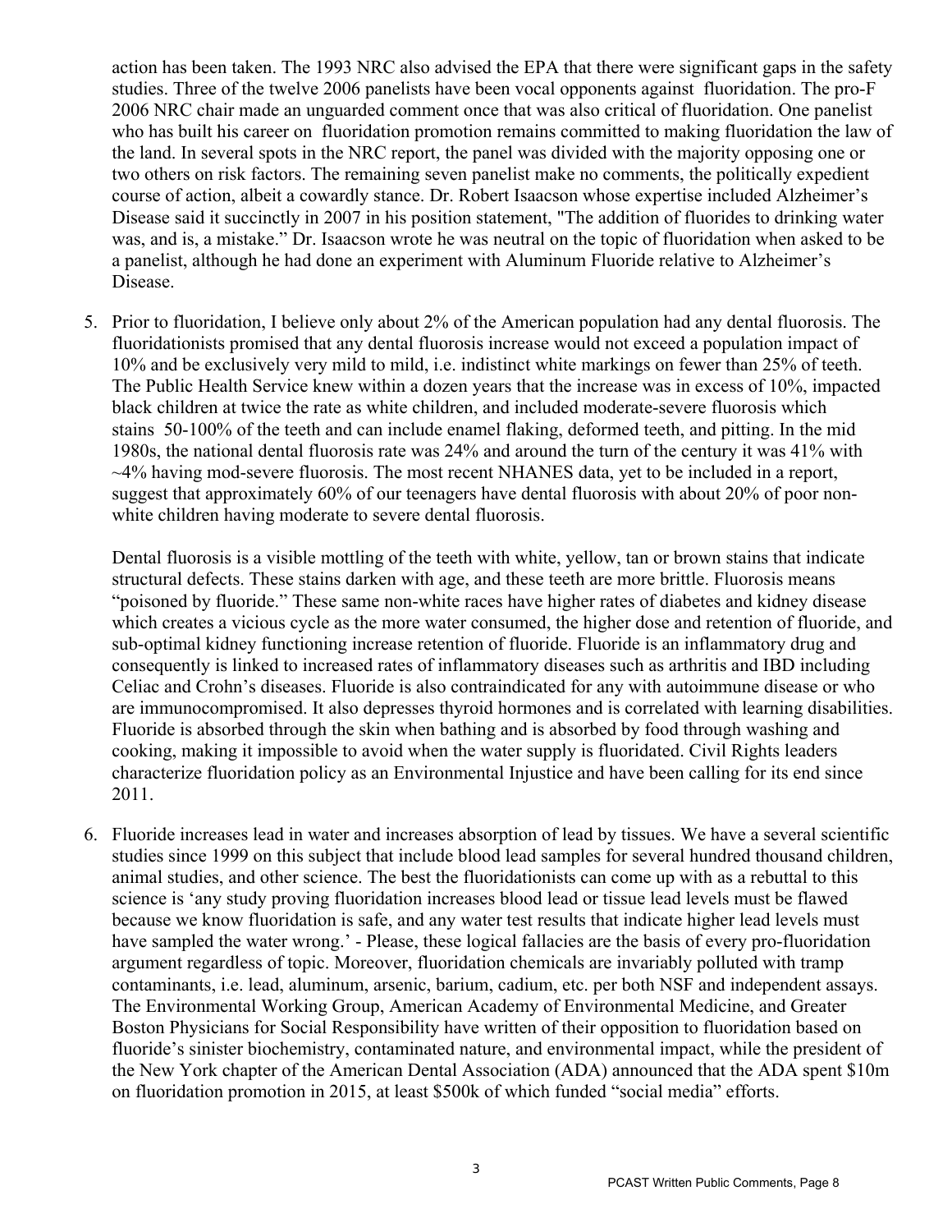action has been taken. The 1993 NRC also advised the EPA that there were significant gaps in the safety studies. Three of the twelve 2006 panelists have been vocal opponents against fluoridation. The pro-F 2006 NRC chair made an unguarded comment once that was also critical of fluoridation. One panelist who has built his career on fluoridation promotion remains committed to making fluoridation the law of the land. In several spots in the NRC report, the panel was divided with the majority opposing one or two others on risk factors. The remaining seven panelist make no comments, the politically expedient course of action, albeit a cowardly stance. Dr. Robert Isaacson whose expertise included Alzheimer's Disease said it succinctly in 2007 in his position statement, "The addition of fluorides to drinking water was, and is, a mistake." Dr. Isaacson wrote he was neutral on the topic of fluoridation when asked to be a panelist, although he had done an experiment with Aluminum Fluoride relative to Alzheimer's Disease.

5. Prior to fluoridation, I believe only about 2% of the American population had any dental fluorosis. The fluoridationists promised that any dental fluorosis increase would not exceed a population impact of 10% and be exclusively very mild to mild, i.e. indistinct white markings on fewer than 25% of teeth. The Public Health Service knew within a dozen years that the increase was in excess of 10%, impacted black children at twice the rate as white children, and included moderate-severe fluorosis which stains 50-100% of the teeth and can include enamel flaking, deformed teeth, and pitting. In the mid 1980s, the national dental fluorosis rate was 24% and around the turn of the century it was 41% with ~4% having mod-severe fluorosis. The most recent NHANES data, yet to be included in a report, suggest that approximately 60% of our teenagers have dental fluorosis with about 20% of poor non-white children having moderate to severe dental fluorosis.

   Dental fluorosis is a visible mottling of the teeth with white, yellow, tan or brown stains that indicate structural defects. These stains darken with age, and these teeth are more brittle. Fluorosis means "poisoned by fluoride." These same non-white races have higher rates of diabetes and kidney disease which creates a vicious cycle as the more water consumed, the higher dose and retention of fluoride, and sub-optimal kidney functioning increase retention of fluoride. Fluoride is an inflammatory drug and consequently is linked to increased rates of inflammatory diseases such as arthritis and IBD including Celiac and Crohn's diseases. Fluoride is also contraindicated for any with autoimmune disease or who are immunocompromised. It also depresses thyroid hormones and is correlated with learning disabilities. Fluoride is absorbed through the skin when bathing and is absorbed by food through washing and cooking, making it impossible to avoid when the water supply is fluoridated. Civil Rights leaders characterize fluoridation policy as an Environmental Injustice and have been calling for its end since 2011.

6. Fluoride increases lead in water and increases absorption of lead by tissues. We have a several scientific studies since 1999 on this subject that include blood lead samples for several hundred thousand children, animal studies, and other science. The best the fluoridationists can come up with as a rebuttal to this science is 'any study proving fluoridation increases blood lead or tissue lead levels must be flawed because we know fluoridation is safe, and any water test results that indicate higher lead levels must have sampled the water wrong.' - Please, these logical fallacies are the basis of every pro-fluoridation argument regardless of topic. Moreover, fluoridation chemicals are invariably polluted with tramp contaminants, i.e. lead, aluminum, arsenic, barium, cadium, etc. per both NSF and independent assays. The Environmental Working Group, American Academy of Environmental Medicine, and Greater Boston Physicians for Social Responsibility have written of their opposition to fluoridation based on fluoride's sinister biochemistry, contaminated nature, and environmental impact, while the president of the New York chapter of the American Dental Association (ADA) announced that the ADA spent $10m on fluoridation promotion in 2015, at least $500k of which funded "social media" efforts.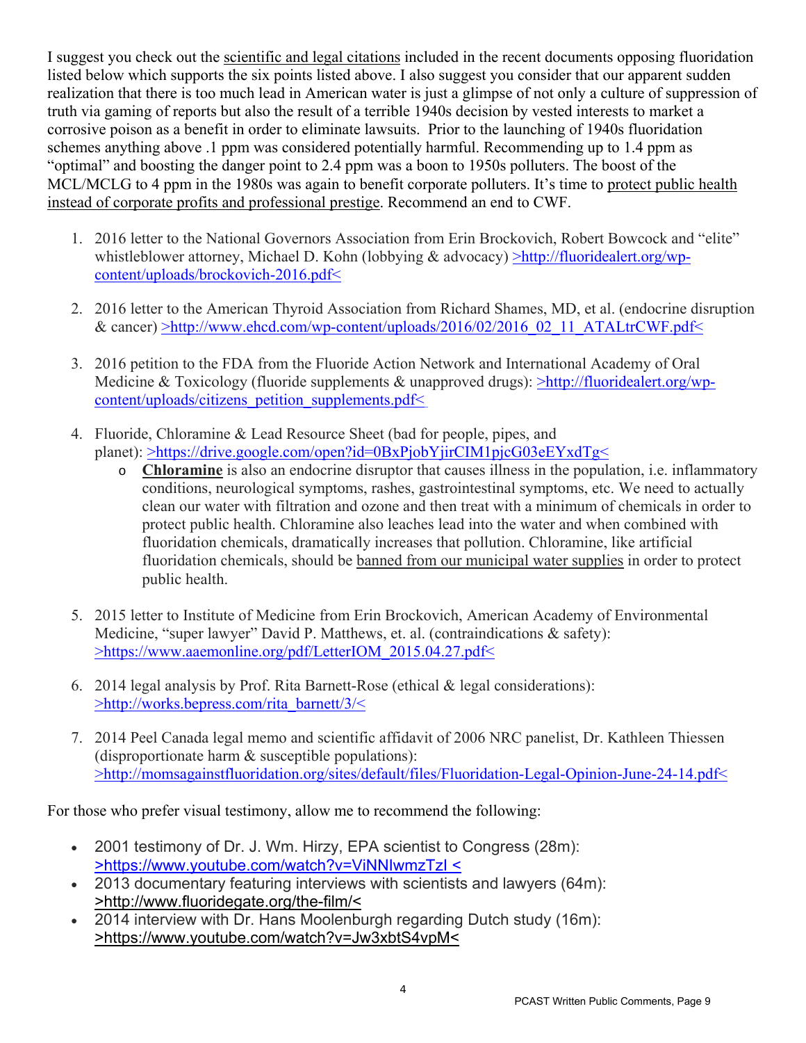I suggest you check out the scientific and legal citations included in the recent documents opposing fluoridation listed below which supports the six points listed above. I also suggest you consider that our apparent sudden realization that there is too much lead in American water is just a glimpse of not only a culture of suppression of truth via gaming of reports but also the result of a terrible 1940s decision by vested interests to market a corrosive poison as a benefit in order to eliminate lawsuits. Prior to the launching of 1940s fluoridation schemes anything above .1 ppm was considered potentially harmful. Recommending up to 1.4 ppm as "optimal" and boosting the danger point to 2.4 ppm was a boon to 1950s polluters. The boost of the MCL/MCLG to 4 ppm in the 1980s was again to benefit corporate polluters. It's time to protect public health instead of corporate profits and professional prestige. Recommend an end to CWF.

1. 2016 letter to the National Governors Association from Erin Brockovich, Robert Bowcock and "elite" whistleblower attorney, Michael D. Kohn (lobbying & advocacy) >http://fluoridealert.org/wp-content/uploads/brockovich-2016.pdf<
2. 2016 letter to the American Thyroid Association from Richard Shames, MD, et al. (endocrine disruption & cancer) >http://www.ehcd.com/wp-content/uploads/2016/02/2016_02_11_ATALtrCWF.pdf<
3. 2016 petition to the FDA from the Fluoride Action Network and International Academy of Oral Medicine & Toxicology (fluoride supplements & unapproved drugs): >http://fluoridealert.org/wp-content/uploads/citizens_petition_supplements.pdf<
4. Fluoride, Chloramine & Lead Resource Sheet (bad for people, pipes, and planet): >https://drive.google.com/open?id=0BxPjobYjirCIM1pjcG03eEYxdTg<
   - **Chloramine** is also an endocrine disruptor that causes illness in the population, i.e. inflammatory conditions, neurological symptoms, rashes, gastrointestinal symptoms, etc. We need to actually clean our water with filtration and ozone and then treat with a minimum of chemicals in order to protect public health. Chloramine also leaches lead into the water and when combined with fluoridation chemicals, dramatically increases that pollution. Chloramine, like artificial fluoridation chemicals, should be banned from our municipal water supplies in order to protect public health.
5. 2015 letter to Institute of Medicine from Erin Brockovich, American Academy of Environmental Medicine, "super lawyer" David P. Matthews, et. al. (contraindications & safety): >https://www.aaemonline.org/pdf/LetterIOM_2015.04.27.pdf<
6. 2014 legal analysis by Prof. Rita Barnett-Rose (ethical & legal considerations): >http://works.bepress.com/rita_barnett/3/<
7. 2014 Peel Canada legal memo and scientific affidavit of 2006 NRC panelist, Dr. Kathleen Thiessen (disproportionate harm & susceptible populations): >http://momsagainstfluoridation.org/sites/default/files/Fluoridation-Legal-Opinion-June-24-14.pdf<

For those who prefer visual testimony, allow me to recommend the following:

- 2001 testimony of Dr. J. Wm. Hirzy, EPA scientist to Congress (28m): >https://www.youtube.com/watch?v=ViNNIwmzTzI <
- 2013 documentary featuring interviews with scientists and lawyers (64m): >http://www.fluoridegate.org/the-film/<
- 2014 interview with Dr. Hans Moolenburgh regarding Dutch study (16m): >https://www.youtube.com/watch?v=Jw3xbtS4vpM<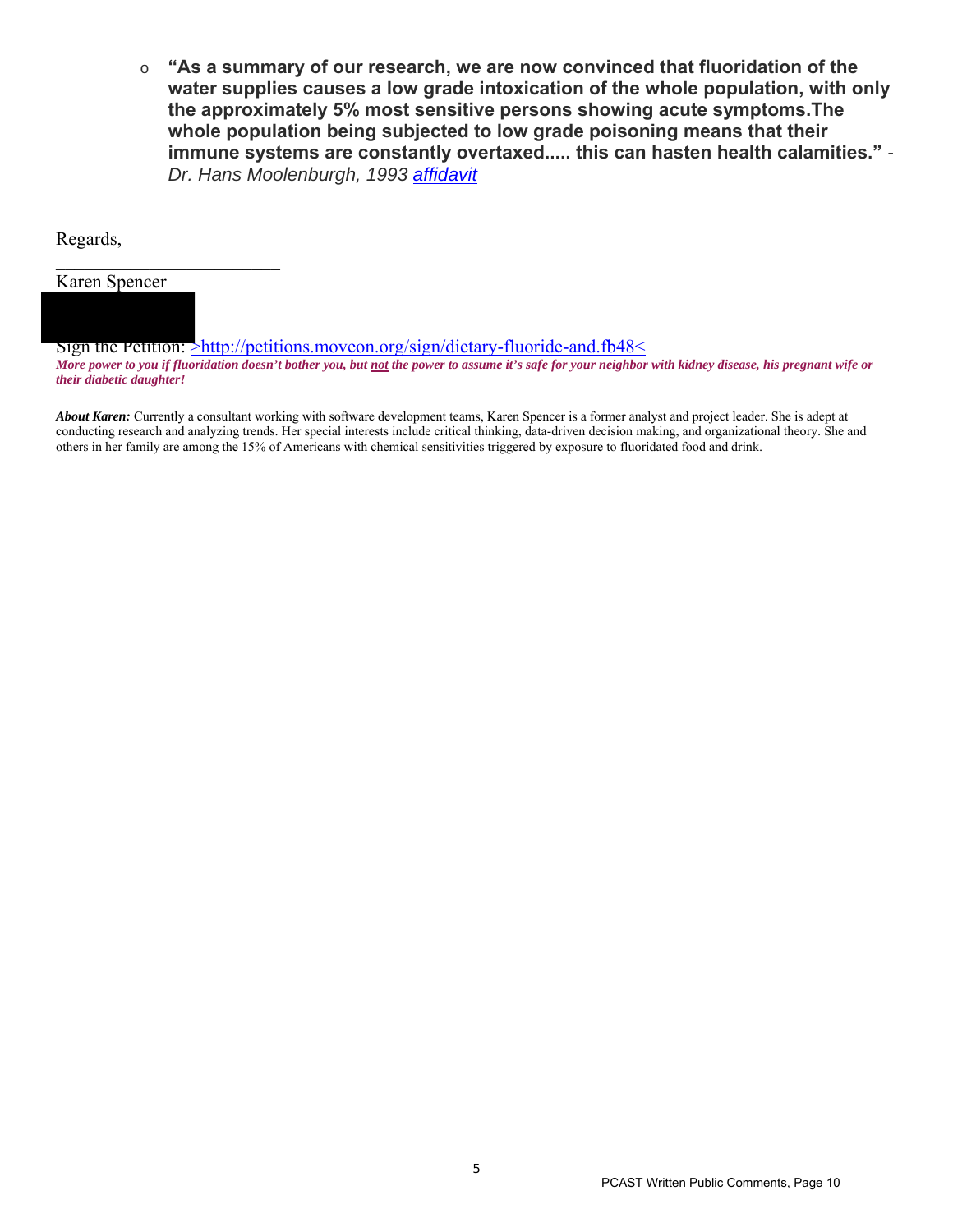- **"As a summary of our research, we are now convinced that fluoridation of the water supplies causes a low grade intoxication of the whole population, with only the approximately 5% most sensitive persons showing acute symptoms.The whole population being subjected to low grade poisoning means that their immune systems are constantly overtaxed..... this can hasten health calamities."** - *Dr. Hans Moolenburgh, 1993 affidavit*

Regards,

\_\_\_\_\_\_\_\_\_\_\_\_\_\_\_\_\_\_\_\_\_\_\_\_\_\_\_\_

Karen Spencer

Sign the Petition: >http://petitions.moveon.org/sign/dietary-fluoride-and.fb48<

***More power to you if fluoridation doesn't bother you, but not the power to assume it's safe for your neighbor with kidney disease, his pregnant wife or their diabetic daughter!***

***About Karen:*** Currently a consultant working with software development teams, Karen Spencer is a former analyst and project leader. She is adept at conducting research and analyzing trends. Her special interests include critical thinking, data-driven decision making, and organizational theory. She and others in her family are among the 15% of Americans with chemical sensitivities triggered by exposure to fluoridated food and drink.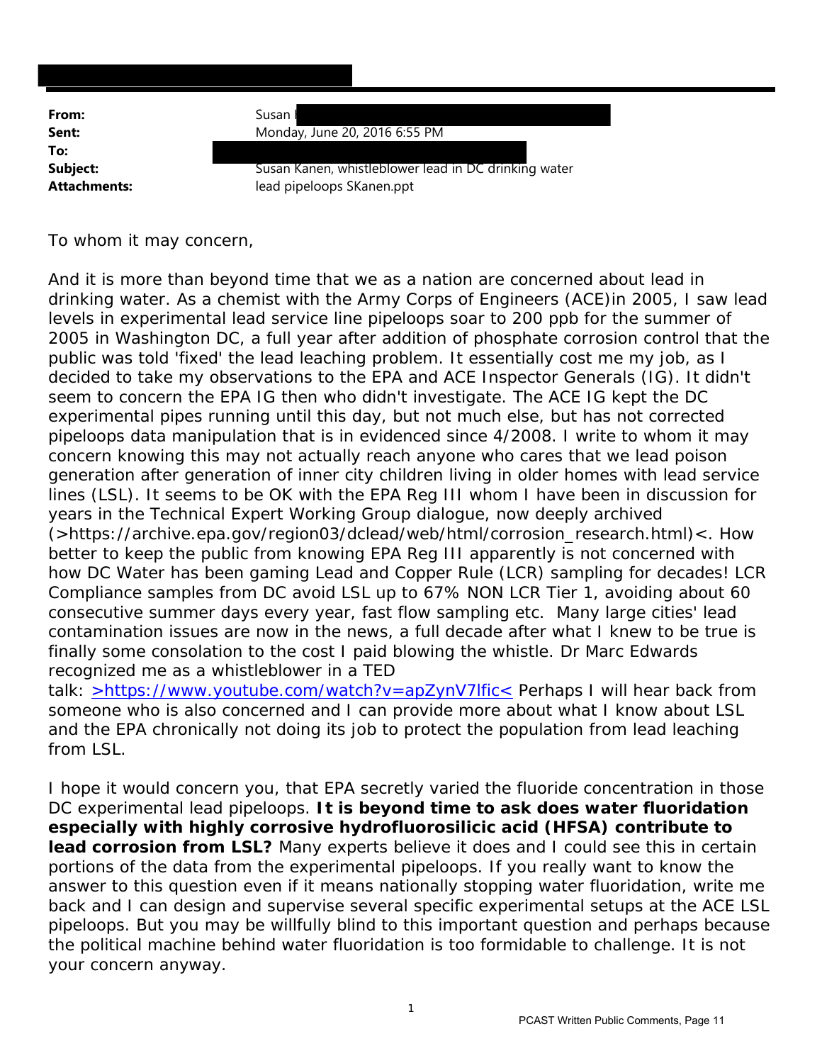| | |
|---|---|
| **From:** | Susan |
| **Sent:** | Monday, June 20, 2016 6:55 PM |
| **To:** | |
| **Subject:** | Susan Kanen, whistleblower lead in DC drinking water |
| **Attachments:** | lead pipeloops SKanen.ppt |

To whom it may concern,

And it is more than beyond time that we as a nation are concerned about lead in drinking water. As a chemist with the Army Corps of Engineers (ACE)in 2005, I saw lead levels in experimental lead service line pipeloops soar to 200 ppb for the summer of 2005 in Washington DC, a full year after addition of phosphate corrosion control that the public was told 'fixed' the lead leaching problem. It essentially cost me my job, as I decided to take my observations to the EPA and ACE Inspector Generals (IG). It didn't seem to concern the EPA IG then who didn't investigate. The ACE IG kept the DC experimental pipes running until this day, but not much else, but has not corrected pipeloops data manipulation that is in evidenced since 4/2008. I write to whom it may concern knowing this may not actually reach anyone who cares that we lead poison generation after generation of inner city children living in older homes with lead service lines (LSL). It seems to be OK with the EPA Reg III whom I have been in discussion for years in the Technical Expert Working Group dialogue, now deeply archived (>https://archive.epa.gov/region03/dclead/web/html/corrosion_research.html)<. How better to keep the public from knowing EPA Reg III apparently is not concerned with how DC Water has been gaming Lead and Copper Rule (LCR) sampling for decades! LCR Compliance samples from DC avoid LSL up to 67% NON LCR Tier 1, avoiding about 60 consecutive summer days every year, fast flow sampling etc. Many large cities' lead contamination issues are now in the news, a full decade after what I knew to be true is finally some consolation to the cost I paid blowing the whistle. Dr Marc Edwards recognized me as a whistleblower in a TED talk: >https://www.youtube.com/watch?v=apZynV7lfic< Perhaps I will hear back from someone who is also concerned and I can provide more about what I know about LSL and the EPA chronically not doing its job to protect the population from lead leaching from LSL.

I hope it would concern you, that EPA secretly varied the fluoride concentration in those DC experimental lead pipeloops. **It is beyond time to ask does water fluoridation especially with highly corrosive hydrofluorosilicic acid (HFSA) contribute to lead corrosion from LSL?** Many experts believe it does and I could see this in certain portions of the data from the experimental pipeloops. If you really want to know the answer to this question even if it means nationally stopping water fluoridation, write me back and I can design and supervise several specific experimental setups at the ACE LSL pipeloops. But you may be willfully blind to this important question and perhaps because the political machine behind water fluoridation is too formidable to challenge. It is not your concern anyway.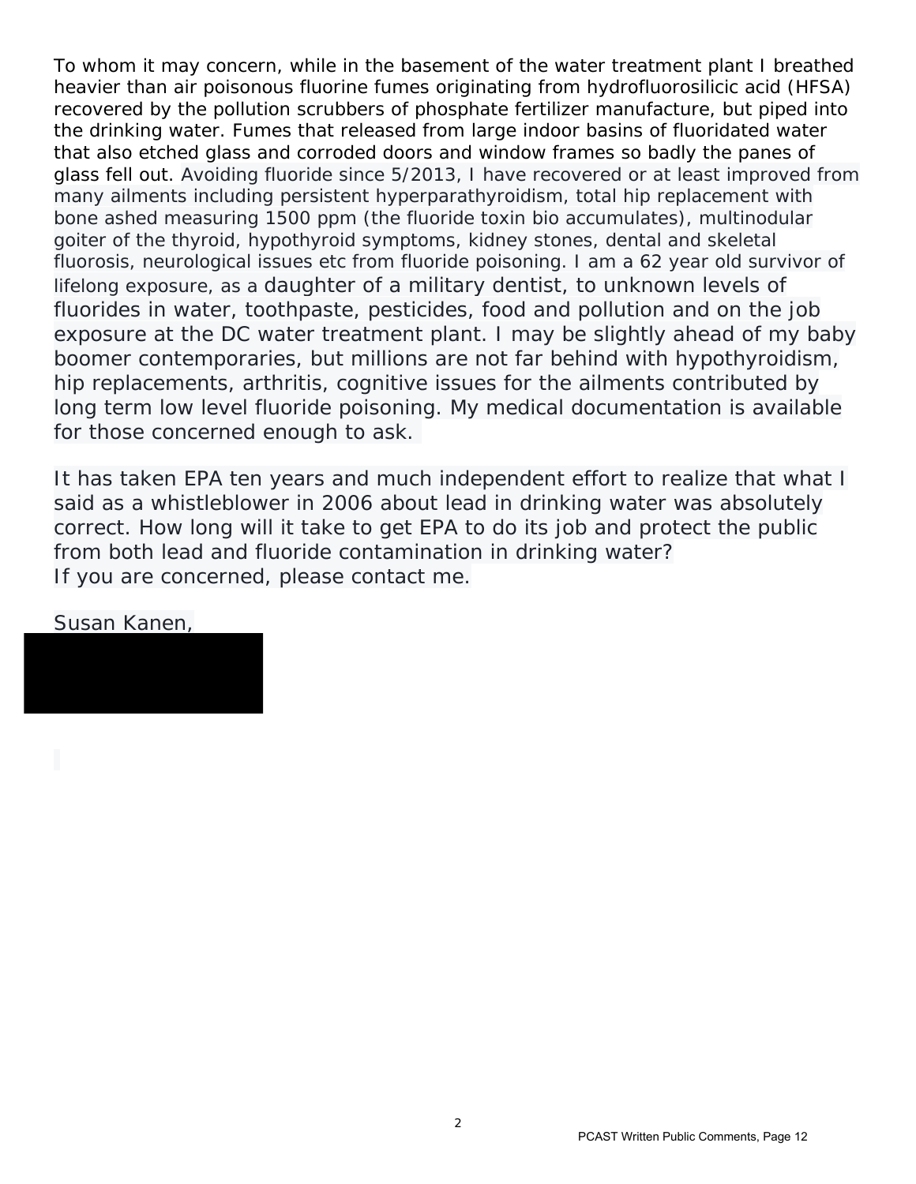To whom it may concern, while in the basement of the water treatment plant I breathed heavier than air poisonous fluorine fumes originating from hydrofluorosilicic acid (HFSA) recovered by the pollution scrubbers of phosphate fertilizer manufacture, but piped into the drinking water. Fumes that released from large indoor basins of fluoridated water that also etched glass and corroded doors and window frames so badly the panes of glass fell out. Avoiding fluoride since 5/2013, I have recovered or at least improved from many ailments including persistent hyperparathyroidism, total hip replacement with bone ashed measuring 1500 ppm (the fluoride toxin bio accumulates), multinodular goiter of the thyroid, hypothyroid symptoms, kidney stones, dental and skeletal fluorosis, neurological issues etc from fluoride poisoning. I am a 62 year old survivor of lifelong exposure, as a daughter of a military dentist, to unknown levels of fluorides in water, toothpaste, pesticides, food and pollution and on the job exposure at the DC water treatment plant. I may be slightly ahead of my baby boomer contemporaries, but millions are not far behind with hypothyroidism, hip replacements, arthritis, cognitive issues for the ailments contributed by long term low level fluoride poisoning. My medical documentation is available for those concerned enough to ask.

It has taken EPA ten years and much independent effort to realize that what I said as a whistleblower in 2006 about lead in drinking water was absolutely correct. How long will it take to get EPA to do its job and protect the public from both lead and fluoride contamination in drinking water?
If you are concerned, please contact me.

Susan Kanen,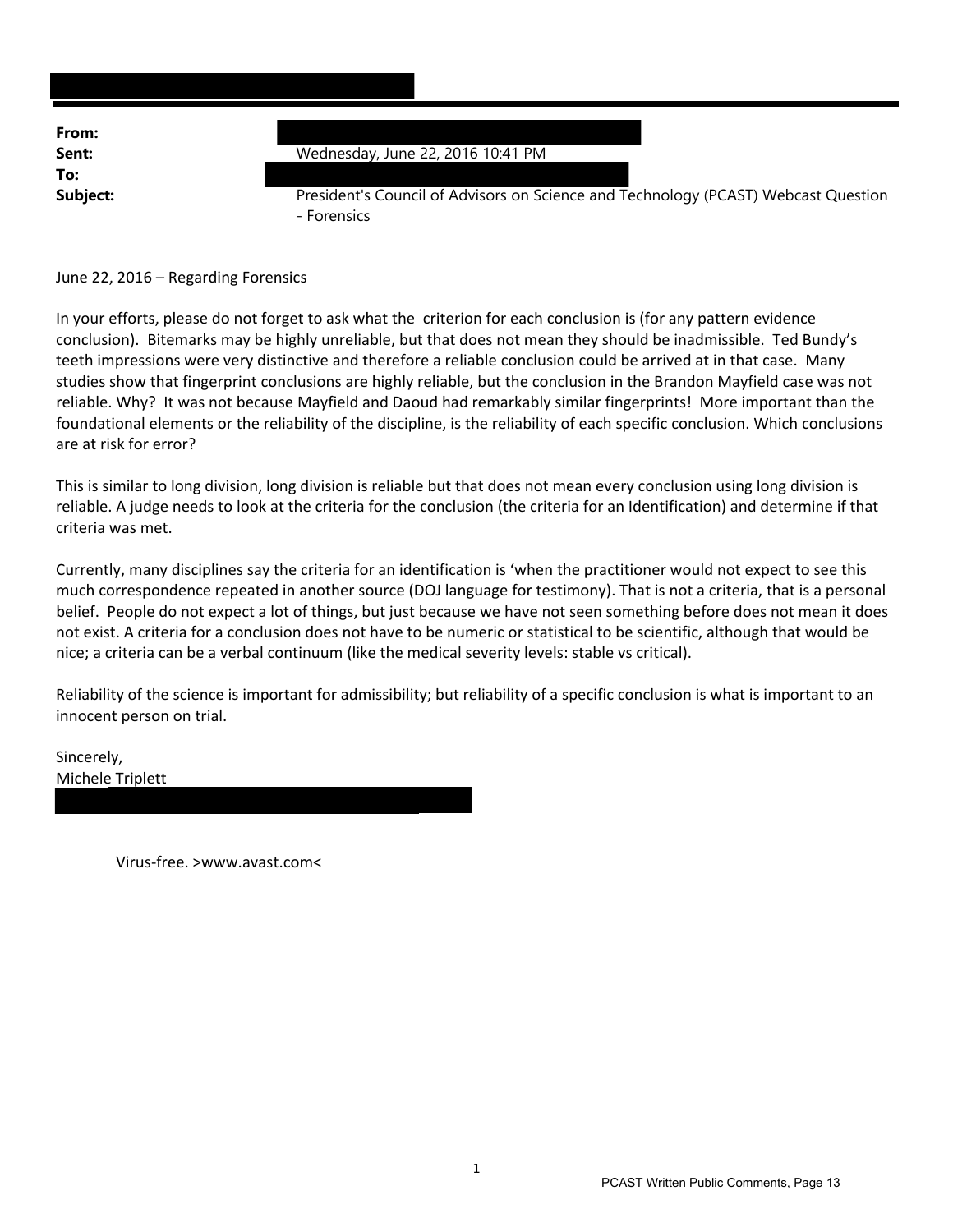**From:**
**Sent:** Wednesday, June 22, 2016 10:41 PM
**To:**
**Subject:** President's Council of Advisors on Science and Technology (PCAST) Webcast Question - Forensics

June 22, 2016 – Regarding Forensics

In your efforts, please do not forget to ask what the criterion for each conclusion is (for any pattern evidence conclusion). Bitemarks may be highly unreliable, but that does not mean they should be inadmissible. Ted Bundy's teeth impressions were very distinctive and therefore a reliable conclusion could be arrived at in that case. Many studies show that fingerprint conclusions are highly reliable, but the conclusion in the Brandon Mayfield case was not reliable. Why? It was not because Mayfield and Daoud had remarkably similar fingerprints! More important than the foundational elements or the reliability of the discipline, is the reliability of each specific conclusion. Which conclusions are at risk for error?

This is similar to long division, long division is reliable but that does not mean every conclusion using long division is reliable. A judge needs to look at the criteria for the conclusion (the criteria for an Identification) and determine if that criteria was met.

Currently, many disciplines say the criteria for an identification is 'when the practitioner would not expect to see this much correspondence repeated in another source (DOJ language for testimony). That is not a criteria, that is a personal belief. People do not expect a lot of things, but just because we have not seen something before does not mean it does not exist. A criteria for a conclusion does not have to be numeric or statistical to be scientific, although that would be nice; a criteria can be a verbal continuum (like the medical severity levels: stable vs critical).

Reliability of the science is important for admissibility; but reliability of a specific conclusion is what is important to an innocent person on trial.

Sincerely,
Michele Triplett

Virus-free. >www.avast.com<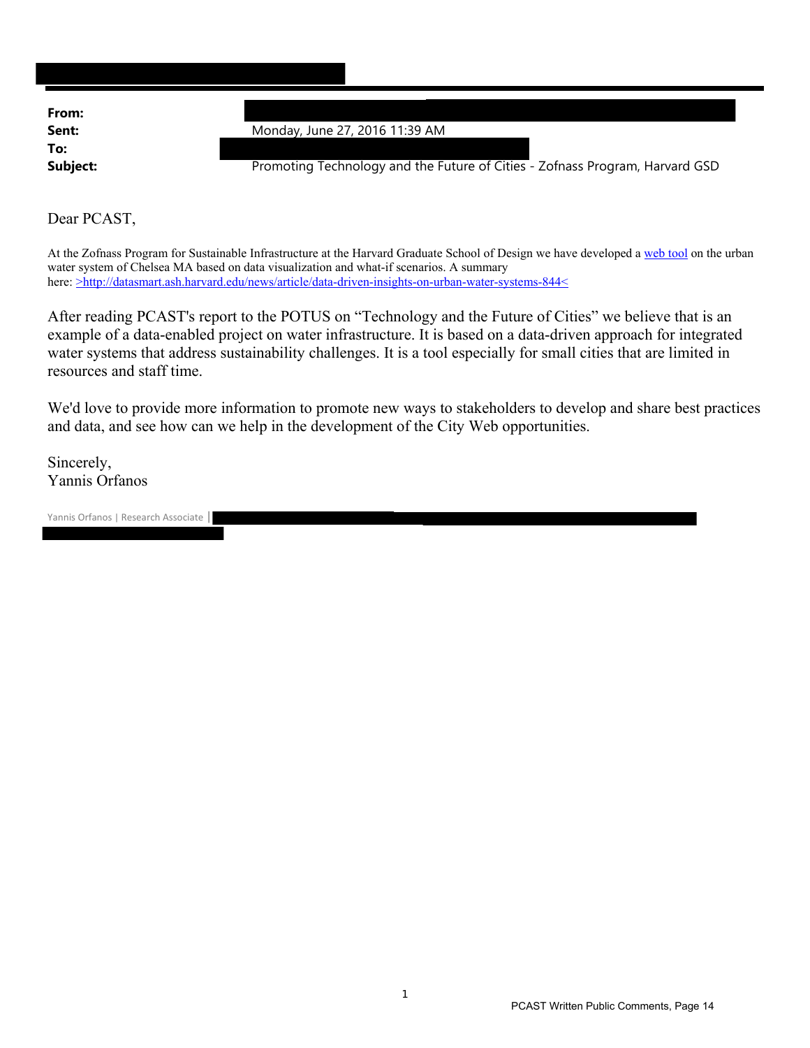**From:**
**Sent:** Monday, June 27, 2016 11:39 AM
**To:**
**Subject:** Promoting Technology and the Future of Cities - Zofnass Program, Harvard GSD

Dear PCAST,

At the Zofnass Program for Sustainable Infrastructure at the Harvard Graduate School of Design we have developed a web tool on the urban water system of Chelsea MA based on data visualization and what-if scenarios. A summary here: >http://datasmart.ash.harvard.edu/news/article/data-driven-insights-on-urban-water-systems-844<

After reading PCAST's report to the POTUS on "Technology and the Future of Cities" we believe that is an example of a data-enabled project on water infrastructure. It is based on a data-driven approach for integrated water systems that address sustainability challenges. It is a tool especially for small cities that are limited in resources and staff time.

We'd love to provide more information to promote new ways to stakeholders to develop and share best practices and data, and see how can we help in the development of the City Web opportunities.

Sincerely,
Yannis Orfanos

Yannis Orfanos | Research Associate |